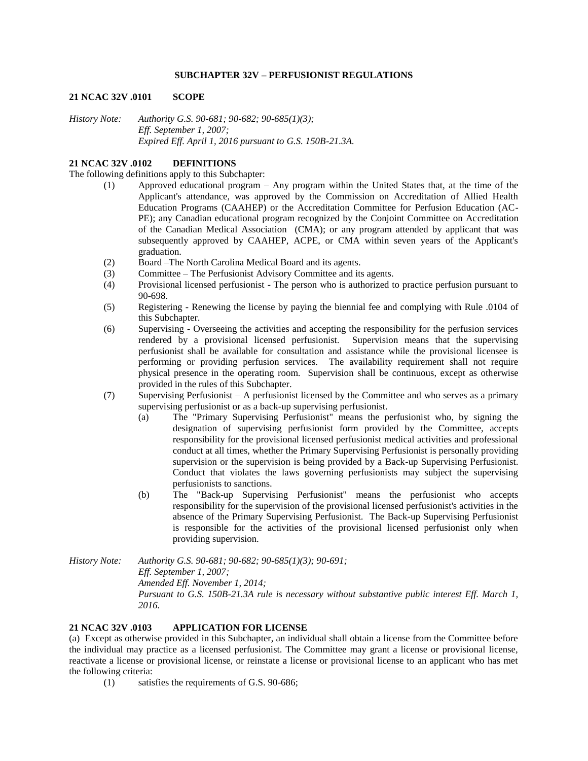## SUBCHAPTER 32V – PERFUSIONIST REGULATIONS

### 21 NCAC 32V .0101 SCOPE

*History Note: Authority G.S. 90-681; 90-682; 90-685(1)(3);*
*Eff. September 1, 2007;*
*Expired Eff. April 1, 2016 pursuant to G.S. 150B-21.3A.*

### 21 NCAC 32V .0102 DEFINITIONS

The following definitions apply to this Subchapter:

(1) Approved educational program – Any program within the United States that, at the time of the Applicant's attendance, was approved by the Commission on Accreditation of Allied Health Education Programs (CAAHEP) or the Accreditation Committee for Perfusion Education (AC-PE); any Canadian educational program recognized by the Conjoint Committee on Accreditation of the Canadian Medical Association (CMA); or any program attended by applicant that was subsequently approved by CAAHEP, ACPE, or CMA within seven years of the Applicant's graduation.

(2) Board –The North Carolina Medical Board and its agents.

(3) Committee – The Perfusionist Advisory Committee and its agents.

(4) Provisional licensed perfusionist - The person who is authorized to practice perfusion pursuant to 90-698.

(5) Registering - Renewing the license by paying the biennial fee and complying with Rule .0104 of this Subchapter.

(6) Supervising - Overseeing the activities and accepting the responsibility for the perfusion services rendered by a provisional licensed perfusionist. Supervision means that the supervising perfusionist shall be available for consultation and assistance while the provisional licensee is performing or providing perfusion services. The availability requirement shall not require physical presence in the operating room. Supervision shall be continuous, except as otherwise provided in the rules of this Subchapter.

(7) Supervising Perfusionist – A perfusionist licensed by the Committee and who serves as a primary supervising perfusionist or as a back-up supervising perfusionist.

(a) The "Primary Supervising Perfusionist" means the perfusionist who, by signing the designation of supervising perfusionist form provided by the Committee, accepts responsibility for the provisional licensed perfusionist medical activities and professional conduct at all times, whether the Primary Supervising Perfusionist is personally providing supervision or the supervision is being provided by a Back-up Supervising Perfusionist. Conduct that violates the laws governing perfusionists may subject the supervising perfusionists to sanctions.

(b) The "Back-up Supervising Perfusionist" means the perfusionist who accepts responsibility for the supervision of the provisional licensed perfusionist's activities in the absence of the Primary Supervising Perfusionist. The Back-up Supervising Perfusionist is responsible for the activities of the provisional licensed perfusionist only when providing supervision.

*History Note: Authority G.S. 90-681; 90-682; 90-685(1)(3); 90-691;*
*Eff. September 1, 2007;*
*Amended Eff. November 1, 2014;*
*Pursuant to G.S. 150B-21.3A rule is necessary without substantive public interest Eff. March 1, 2016.*

### 21 NCAC 32V .0103 APPLICATION FOR LICENSE

(a) Except as otherwise provided in this Subchapter, an individual shall obtain a license from the Committee before the individual may practice as a licensed perfusionist. The Committee may grant a license or provisional license, reactivate a license or provisional license, or reinstate a license or provisional license to an applicant who has met the following criteria:

(1) satisfies the requirements of G.S. 90-686;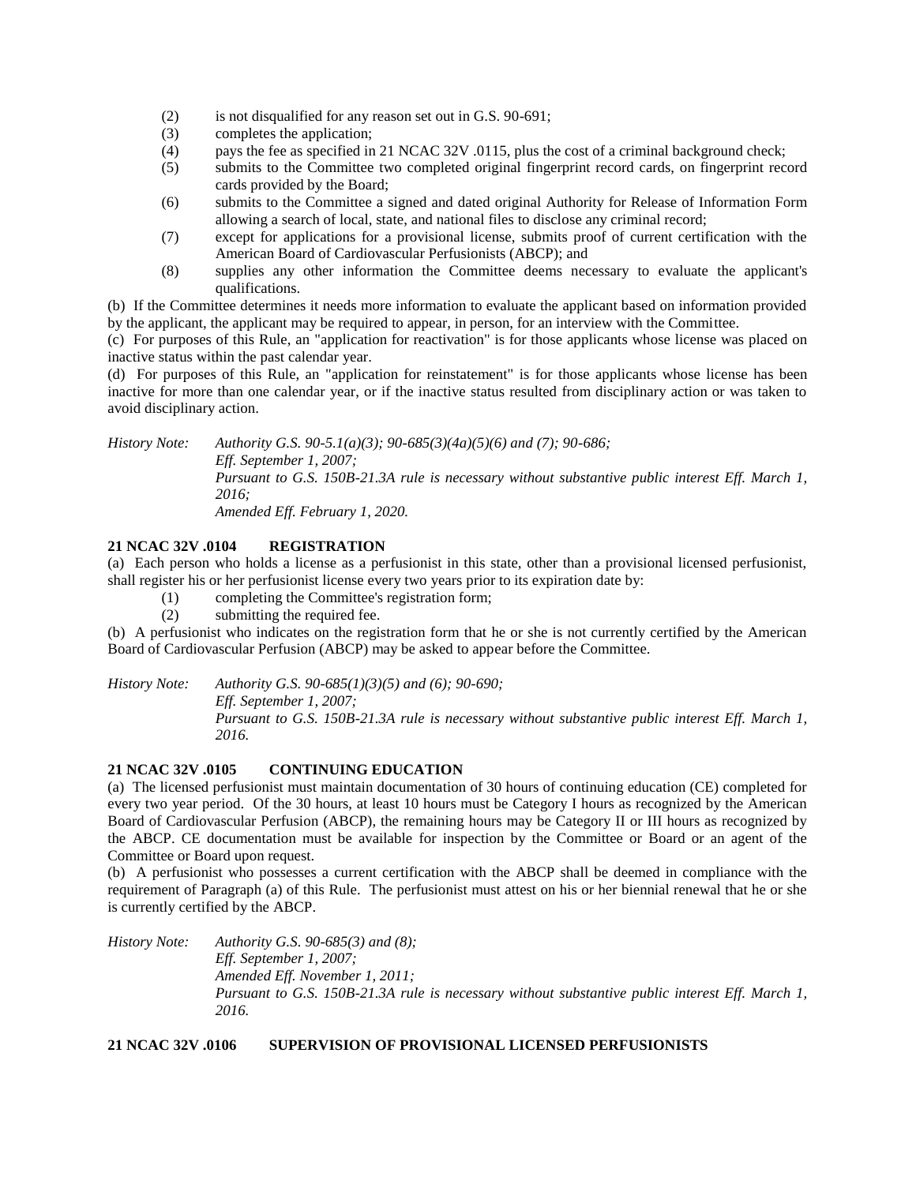(2) is not disqualified for any reason set out in G.S. 90-691;
(3) completes the application;
(4) pays the fee as specified in 21 NCAC 32V .0115, plus the cost of a criminal background check;
(5) submits to the Committee two completed original fingerprint record cards, on fingerprint record cards provided by the Board;
(6) submits to the Committee a signed and dated original Authority for Release of Information Form allowing a search of local, state, and national files to disclose any criminal record;
(7) except for applications for a provisional license, submits proof of current certification with the American Board of Cardiovascular Perfusionists (ABCP); and
(8) supplies any other information the Committee deems necessary to evaluate the applicant's qualifications.

(b) If the Committee determines it needs more information to evaluate the applicant based on information provided by the applicant, the applicant may be required to appear, in person, for an interview with the Committee.

(c) For purposes of this Rule, an "application for reactivation" is for those applicants whose license was placed on inactive status within the past calendar year.

(d) For purposes of this Rule, an "application for reinstatement" is for those applicants whose license has been inactive for more than one calendar year, or if the inactive status resulted from disciplinary action or was taken to avoid disciplinary action.

*History Note: Authority G.S. 90-5.1(a)(3); 90-685(3)(4a)(5)(6) and (7); 90-686;*
*Eff. September 1, 2007;*
*Pursuant to G.S. 150B-21.3A rule is necessary without substantive public interest Eff. March 1, 2016;*
*Amended Eff. February 1, 2020.*

**21 NCAC 32V .0104 REGISTRATION**

(a) Each person who holds a license as a perfusionist in this state, other than a provisional licensed perfusionist, shall register his or her perfusionist license every two years prior to its expiration date by:
(1) completing the Committee's registration form;
(2) submitting the required fee.

(b) A perfusionist who indicates on the registration form that he or she is not currently certified by the American Board of Cardiovascular Perfusion (ABCP) may be asked to appear before the Committee.

*History Note: Authority G.S. 90-685(1)(3)(5) and (6); 90-690;*
*Eff. September 1, 2007;*
*Pursuant to G.S. 150B-21.3A rule is necessary without substantive public interest Eff. March 1, 2016.*

**21 NCAC 32V .0105 CONTINUING EDUCATION**

(a) The licensed perfusionist must maintain documentation of 30 hours of continuing education (CE) completed for every two year period. Of the 30 hours, at least 10 hours must be Category I hours as recognized by the American Board of Cardiovascular Perfusion (ABCP), the remaining hours may be Category II or III hours as recognized by the ABCP. CE documentation must be available for inspection by the Committee or Board or an agent of the Committee or Board upon request.

(b) A perfusionist who possesses a current certification with the ABCP shall be deemed in compliance with the requirement of Paragraph (a) of this Rule. The perfusionist must attest on his or her biennial renewal that he or she is currently certified by the ABCP.

*History Note: Authority G.S. 90-685(3) and (8);*
*Eff. September 1, 2007;*
*Amended Eff. November 1, 2011;*
*Pursuant to G.S. 150B-21.3A rule is necessary without substantive public interest Eff. March 1, 2016.*

**21 NCAC 32V .0106 SUPERVISION OF PROVISIONAL LICENSED PERFUSIONISTS**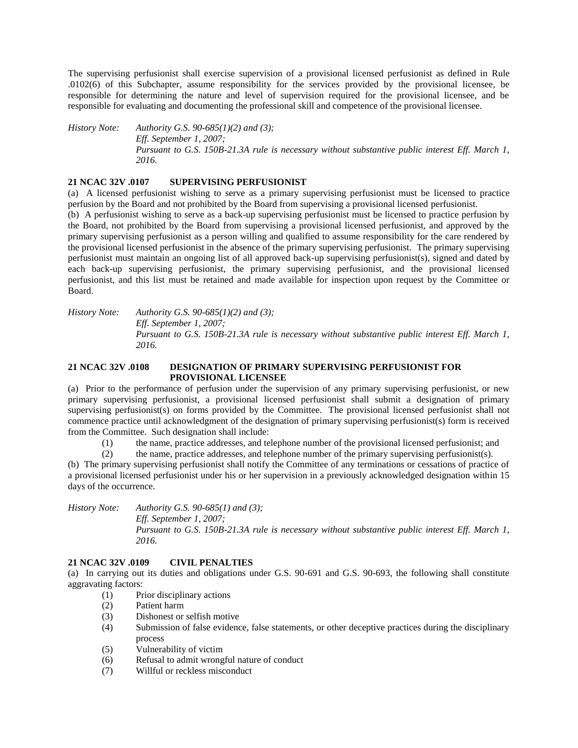The supervising perfusionist shall exercise supervision of a provisional licensed perfusionist as defined in Rule .0102(6) of this Subchapter, assume responsibility for the services provided by the provisional licensee, be responsible for determining the nature and level of supervision required for the provisional licensee, and be responsible for evaluating and documenting the professional skill and competence of the provisional licensee.

*History Note: Authority G.S. 90-685(1)(2) and (3);*
*Eff. September 1, 2007;*
*Pursuant to G.S. 150B-21.3A rule is necessary without substantive public interest Eff. March 1, 2016.*

**21 NCAC 32V .0107 SUPERVISING PERFUSIONIST**

(a) A licensed perfusionist wishing to serve as a primary supervising perfusionist must be licensed to practice perfusion by the Board and not prohibited by the Board from supervising a provisional licensed perfusionist.

(b) A perfusionist wishing to serve as a back-up supervising perfusionist must be licensed to practice perfusion by the Board, not prohibited by the Board from supervising a provisional licensed perfusionist, and approved by the primary supervising perfusionist as a person willing and qualified to assume responsibility for the care rendered by the provisional licensed perfusionist in the absence of the primary supervising perfusionist. The primary supervising perfusionist must maintain an ongoing list of all approved back-up supervising perfusionist(s), signed and dated by each back-up supervising perfusionist, the primary supervising perfusionist, and the provisional licensed perfusionist, and this list must be retained and made available for inspection upon request by the Committee or Board.

*History Note: Authority G.S. 90-685(1)(2) and (3);*
*Eff. September 1, 2007;*
*Pursuant to G.S. 150B-21.3A rule is necessary without substantive public interest Eff. March 1, 2016.*

**21 NCAC 32V .0108 DESIGNATION OF PRIMARY SUPERVISING PERFUSIONIST FOR PROVISIONAL LICENSEE**

(a) Prior to the performance of perfusion under the supervision of any primary supervising perfusionist, or new primary supervising perfusionist, a provisional licensed perfusionist shall submit a designation of primary supervising perfusionist(s) on forms provided by the Committee. The provisional licensed perfusionist shall not commence practice until acknowledgment of the designation of primary supervising perfusionist(s) form is received from the Committee. Such designation shall include:

(1) the name, practice addresses, and telephone number of the provisional licensed perfusionist; and
(2) the name, practice addresses, and telephone number of the primary supervising perfusionist(s).

(b) The primary supervising perfusionist shall notify the Committee of any terminations or cessations of practice of a provisional licensed perfusionist under his or her supervision in a previously acknowledged designation within 15 days of the occurrence.

*History Note: Authority G.S. 90-685(1) and (3);*
*Eff. September 1, 2007;*
*Pursuant to G.S. 150B-21.3A rule is necessary without substantive public interest Eff. March 1, 2016.*

**21 NCAC 32V .0109 CIVIL PENALTIES**

(a) In carrying out its duties and obligations under G.S. 90-691 and G.S. 90-693, the following shall constitute aggravating factors:

(1) Prior disciplinary actions
(2) Patient harm
(3) Dishonest or selfish motive
(4) Submission of false evidence, false statements, or other deceptive practices during the disciplinary process
(5) Vulnerability of victim
(6) Refusal to admit wrongful nature of conduct
(7) Willful or reckless misconduct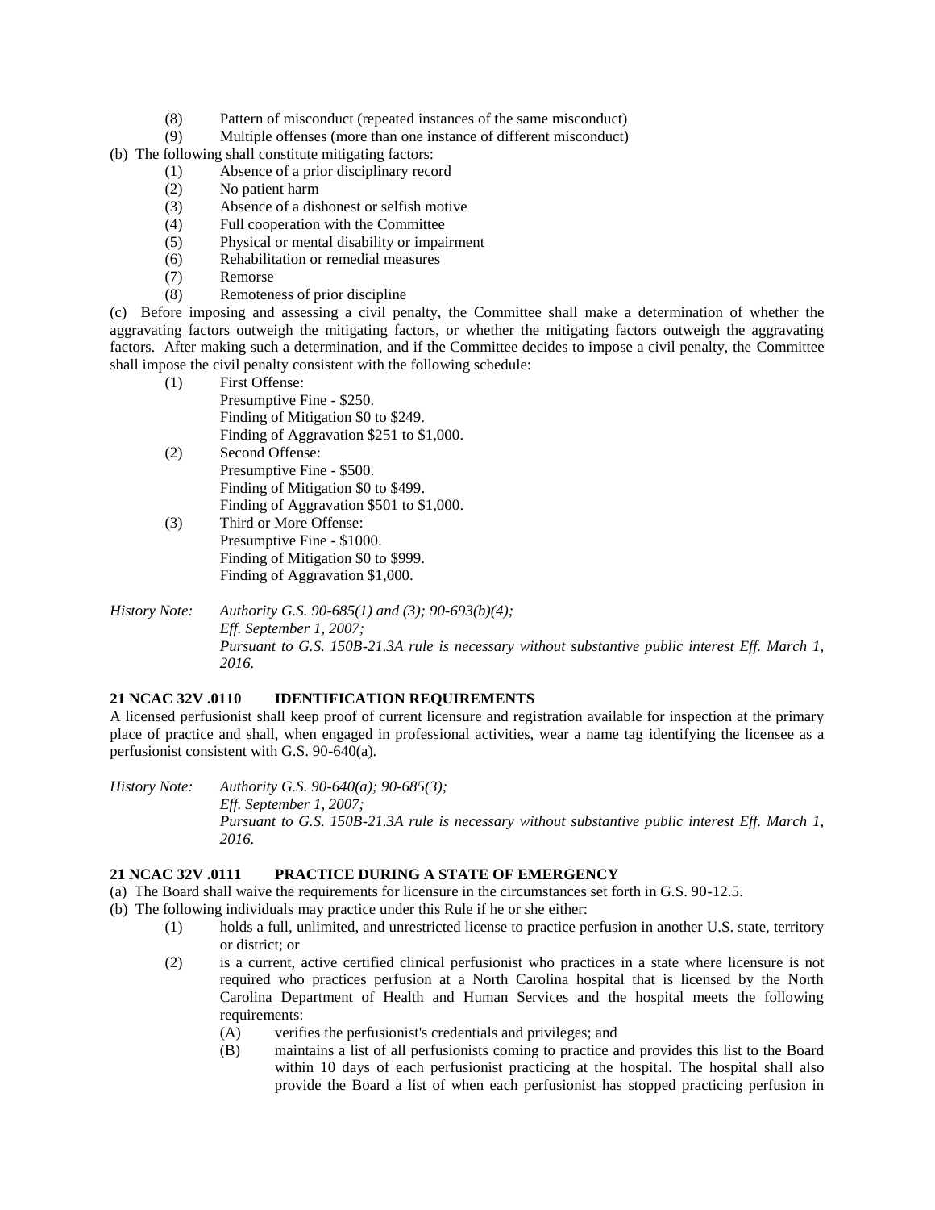(8) Pattern of misconduct (repeated instances of the same misconduct)
(9) Multiple offenses (more than one instance of different misconduct)

(b) The following shall constitute mitigating factors:

(1) Absence of a prior disciplinary record
(2) No patient harm
(3) Absence of a dishonest or selfish motive
(4) Full cooperation with the Committee
(5) Physical or mental disability or impairment
(6) Rehabilitation or remedial measures
(7) Remorse
(8) Remoteness of prior discipline

(c) Before imposing and assessing a civil penalty, the Committee shall make a determination of whether the aggravating factors outweigh the mitigating factors, or whether the mitigating factors outweigh the aggravating factors. After making such a determination, and if the Committee decides to impose a civil penalty, the Committee shall impose the civil penalty consistent with the following schedule:

(1) First Offense:
Presumptive Fine - $250.
Finding of Mitigation $0 to $249.
Finding of Aggravation $251 to $1,000.

(2) Second Offense:
Presumptive Fine - $500.
Finding of Mitigation $0 to $499.
Finding of Aggravation $501 to $1,000.

(3) Third or More Offense:
Presumptive Fine - $1000.
Finding of Mitigation $0 to $999.
Finding of Aggravation $1,000.

*History Note: Authority G.S. 90-685(1) and (3); 90-693(b)(4);*
*Eff. September 1, 2007;*
*Pursuant to G.S. 150B-21.3A rule is necessary without substantive public interest Eff. March 1, 2016.*

### 21 NCAC 32V .0110 IDENTIFICATION REQUIREMENTS

A licensed perfusionist shall keep proof of current licensure and registration available for inspection at the primary place of practice and shall, when engaged in professional activities, wear a name tag identifying the licensee as a perfusionist consistent with G.S. 90-640(a).

*History Note: Authority G.S. 90-640(a); 90-685(3);*
*Eff. September 1, 2007;*
*Pursuant to G.S. 150B-21.3A rule is necessary without substantive public interest Eff. March 1, 2016.*

### 21 NCAC 32V .0111 PRACTICE DURING A STATE OF EMERGENCY

(a) The Board shall waive the requirements for licensure in the circumstances set forth in G.S. 90-12.5.

(b) The following individuals may practice under this Rule if he or she either:

(1) holds a full, unlimited, and unrestricted license to practice perfusion in another U.S. state, territory or district; or

(2) is a current, active certified clinical perfusionist who practices in a state where licensure is not required who practices perfusion at a North Carolina hospital that is licensed by the North Carolina Department of Health and Human Services and the hospital meets the following requirements:

(A) verifies the perfusionist's credentials and privileges; and

(B) maintains a list of all perfusionists coming to practice and provides this list to the Board within 10 days of each perfusionist practicing at the hospital. The hospital shall also provide the Board a list of when each perfusionist has stopped practicing perfusion in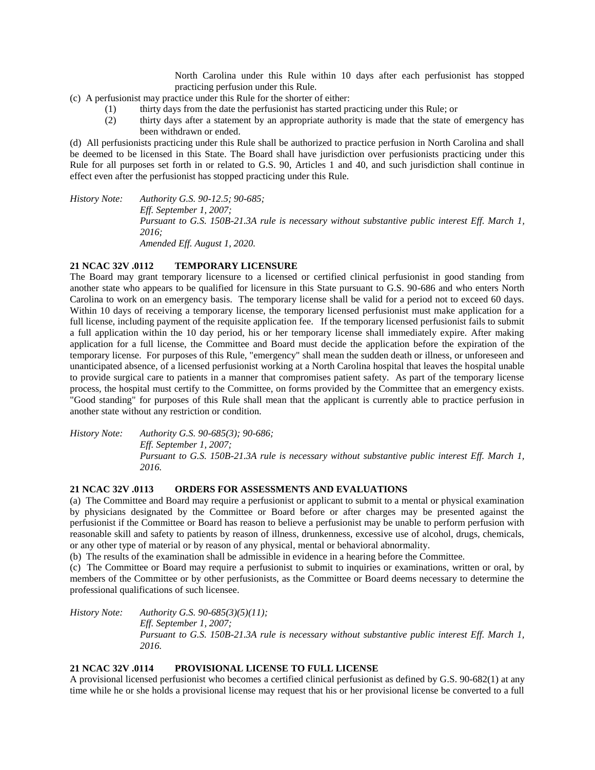North Carolina under this Rule within 10 days after each perfusionist has stopped practicing perfusion under this Rule.

(c) A perfusionist may practice under this Rule for the shorter of either:

(1) thirty days from the date the perfusionist has started practicing under this Rule; or

(2) thirty days after a statement by an appropriate authority is made that the state of emergency has been withdrawn or ended.

(d) All perfusionists practicing under this Rule shall be authorized to practice perfusion in North Carolina and shall be deemed to be licensed in this State. The Board shall have jurisdiction over perfusionists practicing under this Rule for all purposes set forth in or related to G.S. 90, Articles 1 and 40, and such jurisdiction shall continue in effect even after the perfusionist has stopped practicing under this Rule.

*History Note: Authority G.S. 90-12.5; 90-685;*
*Eff. September 1, 2007;*
*Pursuant to G.S. 150B-21.3A rule is necessary without substantive public interest Eff. March 1, 2016;*
*Amended Eff. August 1, 2020.*

**21 NCAC 32V .0112 TEMPORARY LICENSURE**

The Board may grant temporary licensure to a licensed or certified clinical perfusionist in good standing from another state who appears to be qualified for licensure in this State pursuant to G.S. 90-686 and who enters North Carolina to work on an emergency basis. The temporary license shall be valid for a period not to exceed 60 days. Within 10 days of receiving a temporary license, the temporary licensed perfusionist must make application for a full license, including payment of the requisite application fee. If the temporary licensed perfusionist fails to submit a full application within the 10 day period, his or her temporary license shall immediately expire. After making application for a full license, the Committee and Board must decide the application before the expiration of the temporary license. For purposes of this Rule, "emergency" shall mean the sudden death or illness, or unforeseen and unanticipated absence, of a licensed perfusionist working at a North Carolina hospital that leaves the hospital unable to provide surgical care to patients in a manner that compromises patient safety. As part of the temporary license process, the hospital must certify to the Committee, on forms provided by the Committee that an emergency exists. "Good standing" for purposes of this Rule shall mean that the applicant is currently able to practice perfusion in another state without any restriction or condition.

*History Note: Authority G.S. 90-685(3); 90-686;*
*Eff. September 1, 2007;*
*Pursuant to G.S. 150B-21.3A rule is necessary without substantive public interest Eff. March 1, 2016.*

**21 NCAC 32V .0113 ORDERS FOR ASSESSMENTS AND EVALUATIONS**

(a) The Committee and Board may require a perfusionist or applicant to submit to a mental or physical examination by physicians designated by the Committee or Board before or after charges may be presented against the perfusionist if the Committee or Board has reason to believe a perfusionist may be unable to perform perfusion with reasonable skill and safety to patients by reason of illness, drunkenness, excessive use of alcohol, drugs, chemicals, or any other type of material or by reason of any physical, mental or behavioral abnormality.

(b) The results of the examination shall be admissible in evidence in a hearing before the Committee.

(c) The Committee or Board may require a perfusionist to submit to inquiries or examinations, written or oral, by members of the Committee or by other perfusionists, as the Committee or Board deems necessary to determine the professional qualifications of such licensee.

*History Note: Authority G.S. 90-685(3)(5)(11);*
*Eff. September 1, 2007;*
*Pursuant to G.S. 150B-21.3A rule is necessary without substantive public interest Eff. March 1, 2016.*

**21 NCAC 32V .0114 PROVISIONAL LICENSE TO FULL LICENSE**

A provisional licensed perfusionist who becomes a certified clinical perfusionist as defined by G.S. 90-682(1) at any time while he or she holds a provisional license may request that his or her provisional license be converted to a full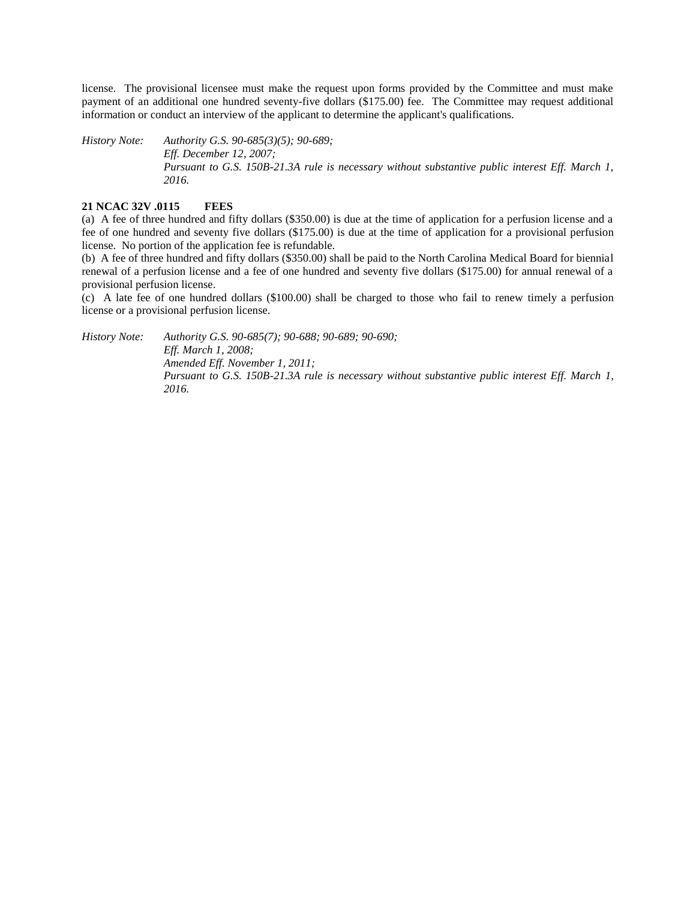license. The provisional licensee must make the request upon forms provided by the Committee and must make payment of an additional one hundred seventy-five dollars ($175.00) fee. The Committee may request additional information or conduct an interview of the applicant to determine the applicant's qualifications.

*History Note: Authority G.S. 90-685(3)(5); 90-689;*
*Eff. December 12, 2007;*
*Pursuant to G.S. 150B-21.3A rule is necessary without substantive public interest Eff. March 1, 2016.*

**21 NCAC 32V .0115 FEES**

(a) A fee of three hundred and fifty dollars ($350.00) is due at the time of application for a perfusion license and a fee of one hundred and seventy five dollars ($175.00) is due at the time of application for a provisional perfusion license. No portion of the application fee is refundable.

(b) A fee of three hundred and fifty dollars ($350.00) shall be paid to the North Carolina Medical Board for biennial renewal of a perfusion license and a fee of one hundred and seventy five dollars ($175.00) for annual renewal of a provisional perfusion license.

(c) A late fee of one hundred dollars ($100.00) shall be charged to those who fail to renew timely a perfusion license or a provisional perfusion license.

*History Note: Authority G.S. 90-685(7); 90-688; 90-689; 90-690;*
*Eff. March 1, 2008;*
*Amended Eff. November 1, 2011;*
*Pursuant to G.S. 150B-21.3A rule is necessary without substantive public interest Eff. March 1, 2016.*